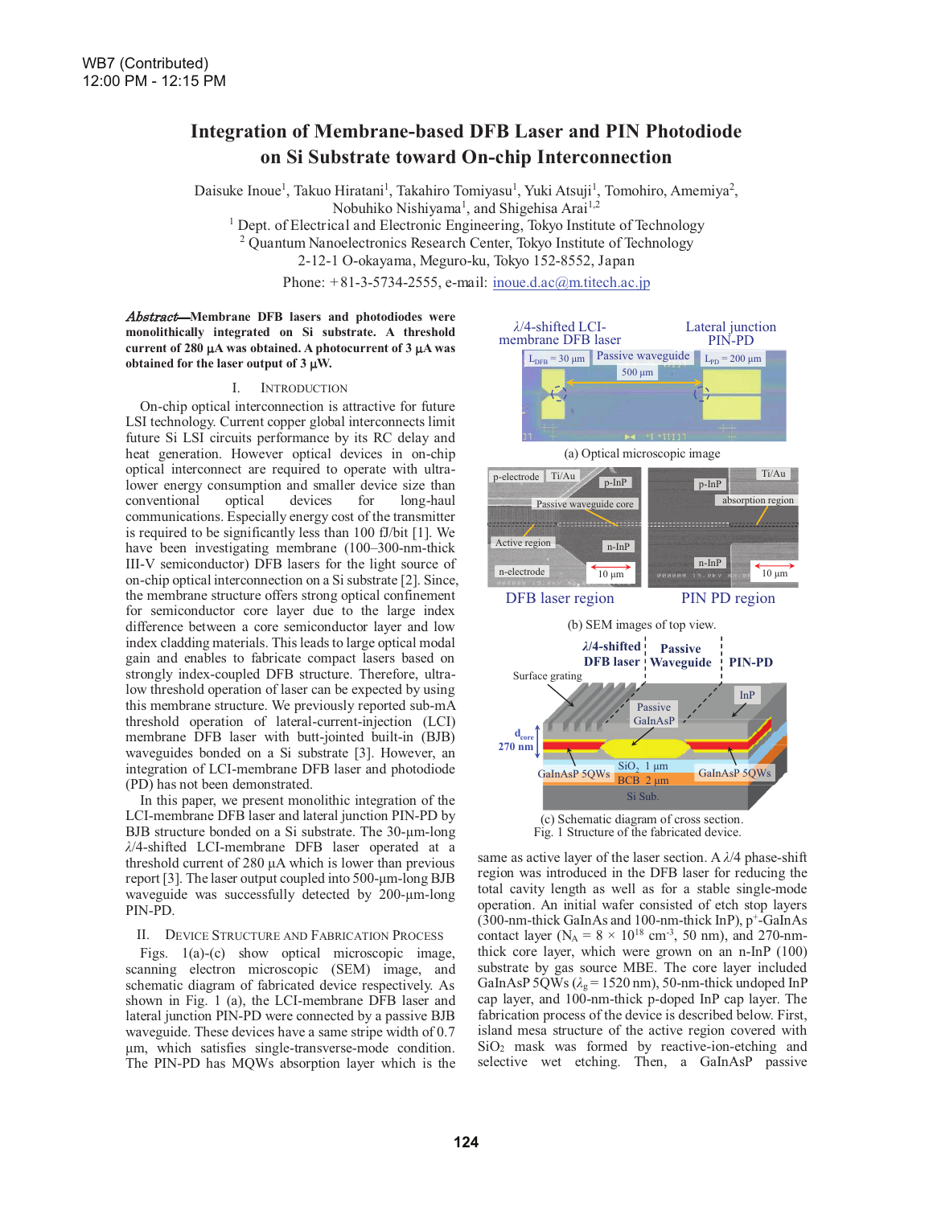# Integration of Membrane-based DFB Laser and PIN Photodiode on Si Substrate toward On-chip Interconnection

Daisuke Inoue[1], Takuo Hiratani[1], Takahiro Tomiyasu[1], Yuki Atsuji[1], Tomohiro, Amemiya[2], Nobuhiko Nishiyama[1], and Shigehisa Arai[1,2]

[1] Dept. of Electrical and Electronic Engineering, Tokyo Institute of Technology

[2] Quantum Nanoelectronics Research Center, Tokyo Institute of Technology

2-12-1 O-okayama, Meguro-ku, Tokyo 152-8552, Japan

Phone: +81-3-5734-2555, e-mail: inoue.d.ac@m.titech.ac.jp

***Abstract*****—Membrane DFB lasers and photodiodes were monolithically integrated on Si substrate. A threshold current of 280 μA was obtained. A photocurrent of 3 μA was obtained for the laser output of 3 μW.**

## I. Introduction

On-chip optical interconnection is attractive for future LSI technology. Current copper global interconnects limit future Si LSI circuits performance by its RC delay and heat generation. However optical devices in on-chip optical interconnect are required to operate with ultra-lower energy consumption and smaller device size than conventional optical devices for long-haul communications. Especially energy cost of the transmitter is required to be significantly less than 100 fJ/bit [1]. We have been investigating membrane (100–300-nm-thick III-V semiconductor) DFB lasers for the light source of on-chip optical interconnection on a Si substrate [2]. Since, the membrane structure offers strong optical confinement for semiconductor core layer due to the large index difference between a core semiconductor layer and low index cladding materials. This leads to large optical modal gain and enables to fabricate compact lasers based on strongly index-coupled DFB structure. Therefore, ultra-low threshold operation of laser can be expected by using this membrane structure. We previously reported sub-mA threshold operation of lateral-current-injection (LCI) membrane DFB laser with butt-jointed built-in (BJB) waveguides bonded on a Si substrate [3]. However, an integration of LCI-membrane DFB laser and photodiode (PD) has not been demonstrated.

In this paper, we present monolithic integration of the LCI-membrane DFB laser and lateral junction PIN-PD by BJB structure bonded on a Si substrate. The 30-μm-long λ/4-shifted LCI-membrane DFB laser operated at a threshold current of 280 μA which is lower than previous report [3]. The laser output coupled into 500-μm-long BJB waveguide was successfully detected by 200-μm-long PIN-PD.

## II. Device Structure and Fabrication Process

Figs. 1(a)-(c) show optical microscopic image, scanning electron microscopic (SEM) image, and schematic diagram of fabricated device respectively. As shown in Fig. 1 (a), the LCI-membrane DFB laser and lateral junction PIN-PD were connected by a passive BJB waveguide. These devices have a same stripe width of 0.7 μm, which satisfies single-transverse-mode condition. The PIN-PD has MQWs absorption layer which is the same as active layer of the laser section. A λ/4 phase-shift region was introduced in the DFB laser for reducing the total cavity length as well as for a stable single-mode operation. An initial wafer consisted of etch stop layers (300-nm-thick GaInAs and 100-nm-thick InP), $p^+$-GaInAs contact layer ($N_A$ = 8 × $10^{18}$ $cm^{-3}$, 50 nm), and 270-nm-thick core layer, which were grown on an n-InP (100) substrate by gas source MBE. The core layer included GaInAsP 5QWs ($\lambda_g$ = 1520 nm), 50-nm-thick undoped InP cap layer, and 100-nm-thick p-doped InP cap layer. The fabrication process of the device is described below. First, island mesa structure of the active region covered with $SiO_2$ mask was formed by reactive-ion-etching and selective wet etching. Then, a GaInAsP passive

(a) Optical microscopic image

(b) SEM images of top view.

(c) Schematic diagram of cross section.

Fig. 1 Structure of the fabricated device.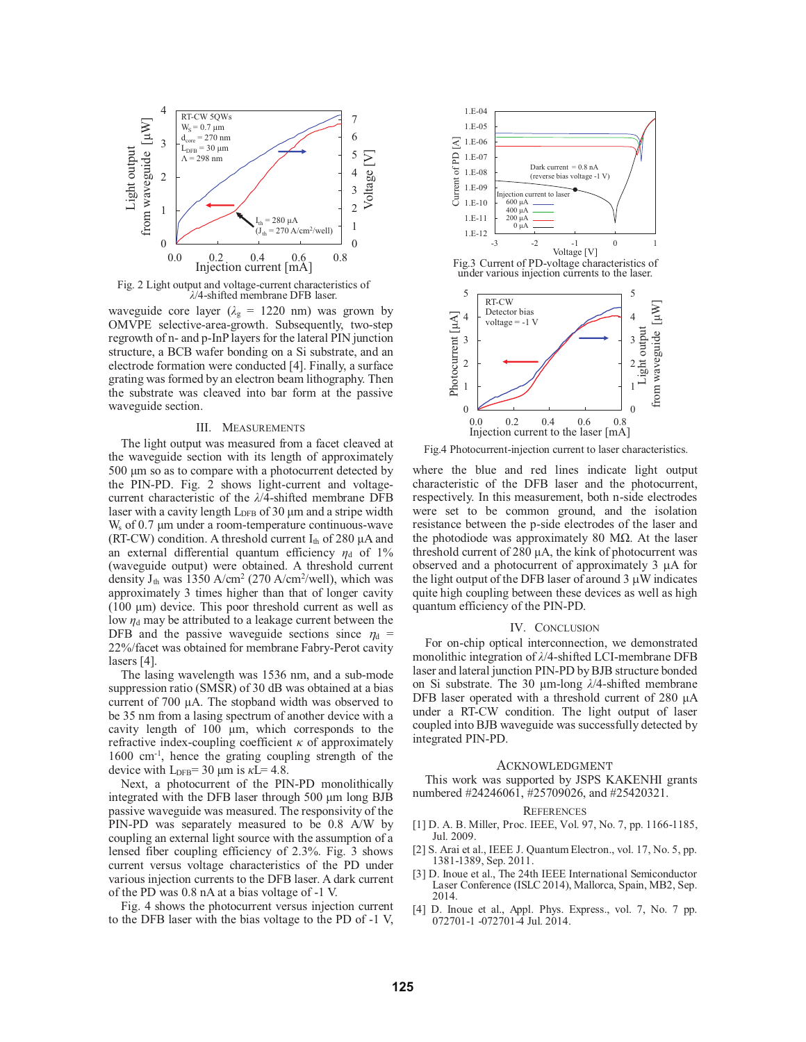RT-CW 5QWs
$W_S$ = 0.7 µm
$d_{core}$ = 270 nm
$L_{DFB}$ = 30 µm
Λ = 298 nm

$I_{th}$ = 280 µA
($J_{th}$ = 270 A/cm²/well)

Light output from waveguide [µW]
Voltage [V]
Injection current [mA]

Fig. 2 Light output and voltage-current characteristics of λ/4-shifted membrane DFB laser.

waveguide core layer ($\lambda_g$ = 1220 nm) was grown by OMVPE selective-area-growth. Subsequently, two-step regrowth of n- and p-InP layers for the lateral PIN junction structure, a BCB wafer bonding on a Si substrate, and an electrode formation were conducted [4]. Finally, a surface grating was formed by an electron beam lithography. Then the substrate was cleaved into bar form at the passive waveguide section.

## III. Measurements

The light output was measured from a facet cleaved at the waveguide section with its length of approximately 500 µm so as to compare with a photocurrent detected by the PIN-PD. Fig. 2 shows light-current and voltage-current characteristic of the λ/4-shifted membrane DFB laser with a cavity length $L_{DFB}$ of 30 µm and a stripe width $W_s$ of 0.7 µm under a room-temperature continuous-wave (RT-CW) condition. A threshold current $I_{th}$ of 280 µA and an external differential quantum efficiency $\eta_d$ of 1% (waveguide output) were obtained. A threshold current density $J_{th}$ was 1350 A/cm² (270 A/cm²/well), which was approximately 3 times higher than that of longer cavity (100 µm) device. This poor threshold current as well as low $\eta_d$ may be attributed to a leakage current between the DFB and the passive waveguide sections since $\eta_d$ = 22%/facet was obtained for membrane Fabry-Perot cavity lasers [4].

The lasing wavelength was 1536 nm, and a sub-mode suppression ratio (SMSR) of 30 dB was obtained at a bias current of 700 µA. The stopband width was observed to be 35 nm from a lasing spectrum of another device with a cavity length of 100 µm, which corresponds to the refractive index-coupling coefficient κ of approximately 1600 cm⁻¹, hence the grating coupling strength of the device with $L_{DFB}$= 30 µm is κL= 4.8.

Next, a photocurrent of the PIN-PD monolithically integrated with the DFB laser through 500 µm long BJB passive waveguide was measured. The responsivity of the PIN-PD was separately measured to be 0.8 A/W by coupling an external light source with the assumption of a lensed fiber coupling efficiency of 2.3%. Fig. 3 shows current versus voltage characteristics of the PD under various injection currents to the DFB laser. A dark current of the PD was 0.8 nA at a bias voltage of -1 V.

Fig. 4 shows the photocurrent versus injection current to the DFB laser with the bias voltage to the PD of -1 V,

Dark current = 0.8 nA
(reverse bias voltage -1 V)
Injection current to laser
600 µA
400 µA
200 µA
0 µA

Current of PD [A]
Voltage [V]

Fig.3 Current of PD-voltage characteristics of under various injection currents to the laser.

RT-CW
Detector bias voltage = -1 V

Photocurrent [µA]
Light output from waveguide [µW]
Injection current to the laser [mA]

Fig.4 Photocurrent-injection current to laser characteristics.

where the blue and red lines indicate light output characteristic of the DFB laser and the photocurrent, respectively. In this measurement, both n-side electrodes were set to common ground, and the isolation resistance between the p-side electrodes of the laser and the photodiode was approximately 80 MΩ. At the laser threshold current of 280 µA, the kink of photocurrent was observed and a photocurrent of approximately 3 µA for the light output of the DFB laser of around 3 µW indicates quite high coupling between these devices as well as high quantum efficiency of the PIN-PD.

## IV. Conclusion

For on-chip optical interconnection, we demonstrated monolithic integration of λ/4-shifted LCI-membrane DFB laser and lateral junction PIN-PD by BJB structure bonded on Si substrate. The 30 µm-long λ/4-shifted membrane DFB laser operated with a threshold current of 280 µA under a RT-CW condition. The light output of laser coupled into BJB waveguide was successfully detected by integrated PIN-PD.

## Acknowledgment

This work was supported by JSPS KAKENHI grants numbered #24246061, #25709026, and #25420321.

## References

[1] D. A. B. Miller, Proc. IEEE, Vol. 97, No. 7, pp. 1166-1185, Jul. 2009.

[2] S. Arai et al., IEEE J. Quantum Electron., vol. 17, No. 5, pp. 1381-1389, Sep. 2011.

[3] D. Inoue et al., The 24th IEEE International Semiconductor Laser Conference (ISLC 2014), Mallorca, Spain, MB2, Sep. 2014.

[4] D. Inoue et al., Appl. Phys. Express., vol. 7, No. 7 pp. 072701-1 -072701-4 Jul. 2014.